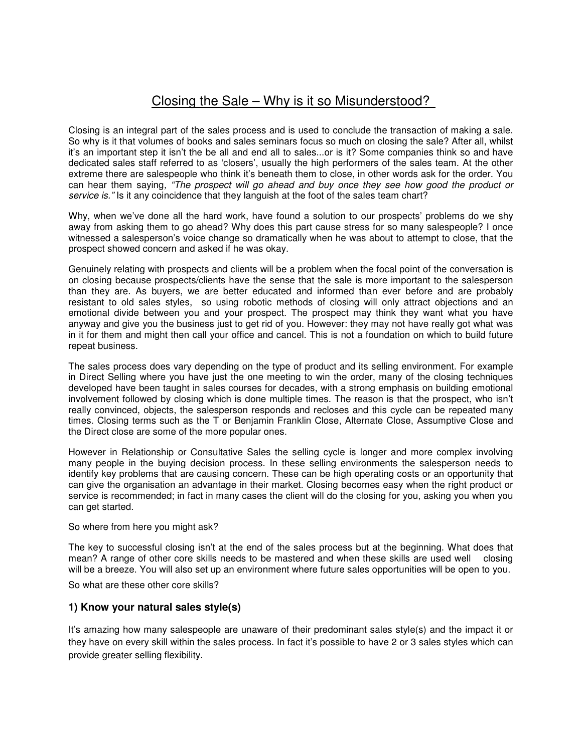# Closing the Sale – Why is it so Misunderstood?

Closing is an integral part of the sales process and is used to conclude the transaction of making a sale. So why is it that volumes of books and sales seminars focus so much on closing the sale? After all, whilst it's an important step it isn't the be all and end all to sales...or is it? Some companies think so and have dedicated sales staff referred to as 'closers', usually the high performers of the sales team. At the other extreme there are salespeople who think it's beneath them to close, in other words ask for the order. You can hear them saying*, "The prospect will go ahead and buy once they see how good the product or service is."* Is it any coincidence that they languish at the foot of the sales team chart?

Why, when we've done all the hard work, have found a solution to our prospects' problems do we shy away from asking them to go ahead? Why does this part cause stress for so many salespeople? I once witnessed a salesperson's voice change so dramatically when he was about to attempt to close, that the prospect showed concern and asked if he was okay.

Genuinely relating with prospects and clients will be a problem when the focal point of the conversation is on closing because prospects/clients have the sense that the sale is more important to the salesperson than they are. As buyers, we are better educated and informed than ever before and are probably resistant to old sales styles, so using robotic methods of closing will only attract objections and an emotional divide between you and your prospect. The prospect may think they want what you have anyway and give you the business just to get rid of you. However: they may not have really got what was in it for them and might then call your office and cancel. This is not a foundation on which to build future repeat business.

The sales process does vary depending on the type of product and its selling environment. For example in Direct Selling where you have just the one meeting to win the order, many of the closing techniques developed have been taught in sales courses for decades, with a strong emphasis on building emotional involvement followed by closing which is done multiple times. The reason is that the prospect, who isn't really convinced, objects, the salesperson responds and recloses and this cycle can be repeated many times. Closing terms such as the T or Benjamin Franklin Close, Alternate Close, Assumptive Close and the Direct close are some of the more popular ones.

However in Relationship or Consultative Sales the selling cycle is longer and more complex involving many people in the buying decision process. In these selling environments the salesperson needs to identify key problems that are causing concern. These can be high operating costs or an opportunity that can give the organisation an advantage in their market. Closing becomes easy when the right product or service is recommended; in fact in many cases the client will do the closing for you, asking you when you can get started.

So where from here you might ask?

The key to successful closing isn't at the end of the sales process but at the beginning. What does that mean? A range of other core skills needs to be mastered and when these skills are used well closing will be a breeze. You will also set up an environment where future sales opportunities will be open to you.

So what are these other core skills?

### 1) Know your natural sales style(s)

It's amazing how many salespeople are unaware of their predominant sales style(s) and the impact it or they have on every skill within the sales process. In fact it's possible to have 2 or 3 sales styles which can provide greater selling flexibility.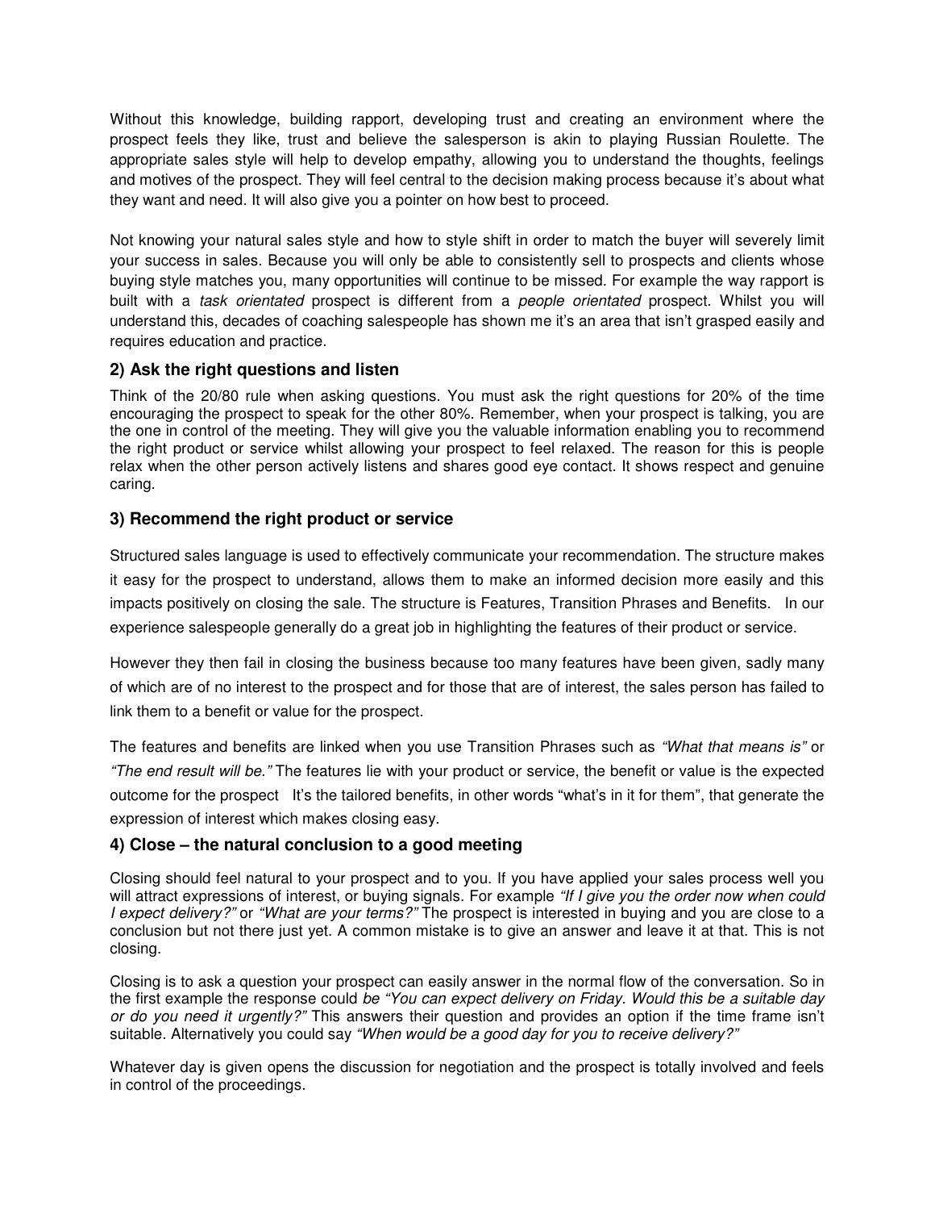Without this knowledge, building rapport, developing trust and creating an environment where the prospect feels they like, trust and believe the salesperson is akin to playing Russian Roulette. The appropriate sales style will help to develop empathy, allowing you to understand the thoughts, feelings and motives of the prospect. They will feel central to the decision making process because it's about what they want and need. It will also give you a pointer on how best to proceed.

Not knowing your natural sales style and how to style shift in order to match the buyer will severely limit your success in sales. Because you will only be able to consistently sell to prospects and clients whose buying style matches you, many opportunities will continue to be missed. For example the way rapport is built with a *task orientated* prospect is different from a *people orientated* prospect. Whilst you will understand this, decades of coaching salespeople has shown me it's an area that isn't grasped easily and requires education and practice.

### 2) Ask the right questions and listen

Think of the 20/80 rule when asking questions. You must ask the right questions for 20% of the time encouraging the prospect to speak for the other 80%. Remember, when your prospect is talking, you are the one in control of the meeting. They will give you the valuable information enabling you to recommend the right product or service whilst allowing your prospect to feel relaxed. The reason for this is people relax when the other person actively listens and shares good eye contact. It shows respect and genuine caring.

### 3) Recommend the right product or service

Structured sales language is used to effectively communicate your recommendation. The structure makes it easy for the prospect to understand, allows them to make an informed decision more easily and this impacts positively on closing the sale. The structure is Features, Transition Phrases and Benefits. In our experience salespeople generally do a great job in highlighting the features of their product or service.

However they then fail in closing the business because too many features have been given, sadly many of which are of no interest to the prospect and for those that are of interest, the sales person has failed to link them to a benefit or value for the prospect.

The features and benefits are linked when you use Transition Phrases such as *"What that means is"* or *"The end result will be."* The features lie with your product or service, the benefit or value is the expected outcome for the prospect It's the tailored benefits, in other words "what's in it for them", that generate the expression of interest which makes closing easy.

### 4) Close – the natural conclusion to a good meeting

Closing should feel natural to your prospect and to you. If you have applied your sales process well you will attract expressions of interest, or buying signals. For example *"If I give you the order now when could I expect delivery?"* or *"What are your terms?"* The prospect is interested in buying and you are close to a conclusion but not there just yet. A common mistake is to give an answer and leave it at that. This is not closing.

Closing is to ask a question your prospect can easily answer in the normal flow of the conversation. So in the first example the response could *be "You can expect delivery on Friday. Would this be a suitable day or do you need it urgently?"* This answers their question and provides an option if the time frame isn't suitable. Alternatively you could say *"When would be a good day for you to receive delivery?"*

Whatever day is given opens the discussion for negotiation and the prospect is totally involved and feels in control of the proceedings.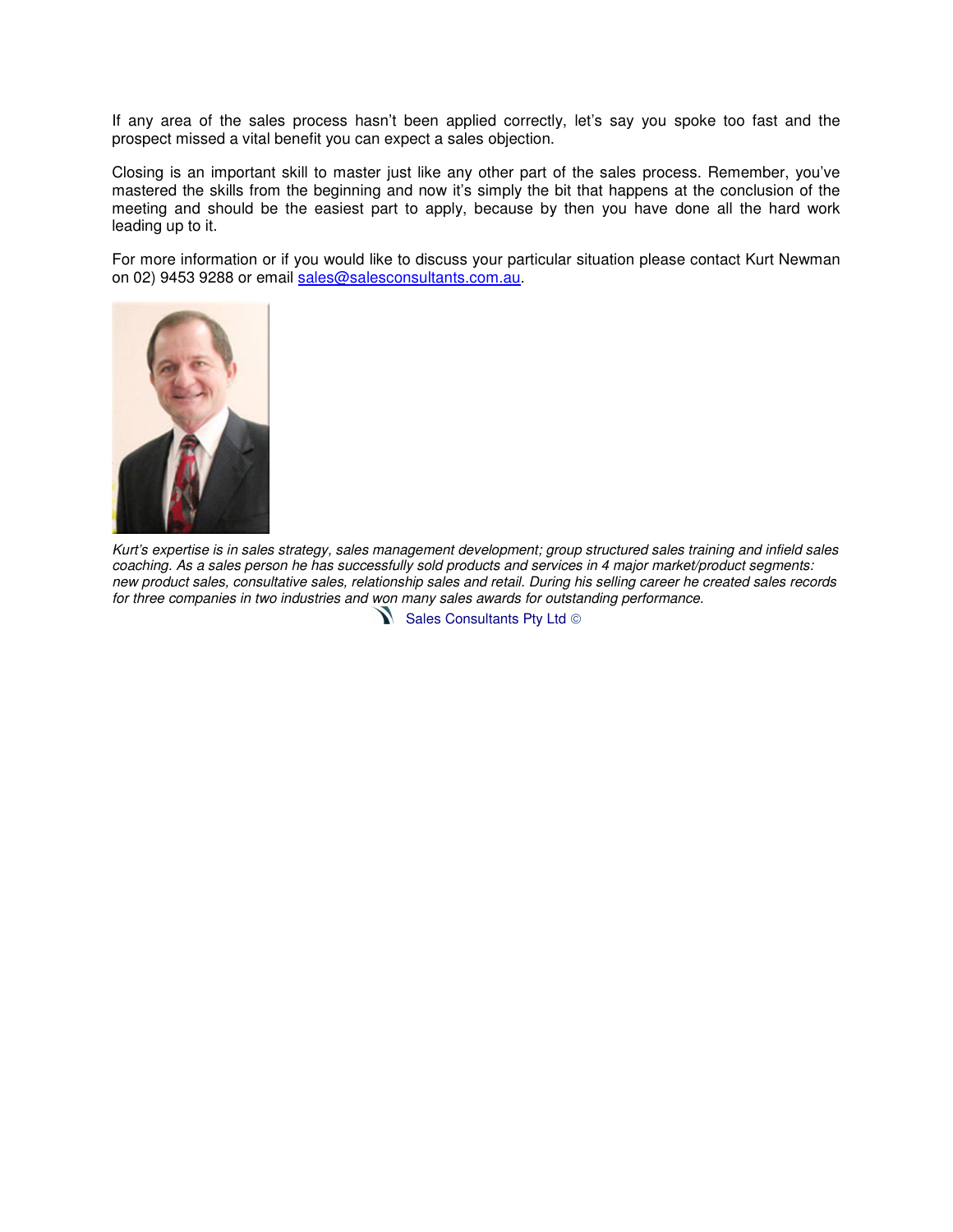If any area of the sales process hasn't been applied correctly, let's say you spoke too fast and the prospect missed a vital benefit you can expect a sales objection.

Closing is an important skill to master just like any other part of the sales process. Remember, you've mastered the skills from the beginning and now it's simply the bit that happens at the conclusion of the meeting and should be the easiest part to apply, because by then you have done all the hard work leading up to it.

For more information or if you would like to discuss your particular situation please contact Kurt Newman on 02) 9453 9288 or email sales@salesconsultants.com.au.

*Kurt's expertise is in sales strategy, sales management development; group structured sales training and infield sales coaching. As a sales person he has successfully sold products and services in 4 major market/product segments: new product sales, consultative sales, relationship sales and retail. During his selling career he created sales records for three companies in two industries and won many sales awards for outstanding performance.*

Sales Consultants Pty Ltd ©